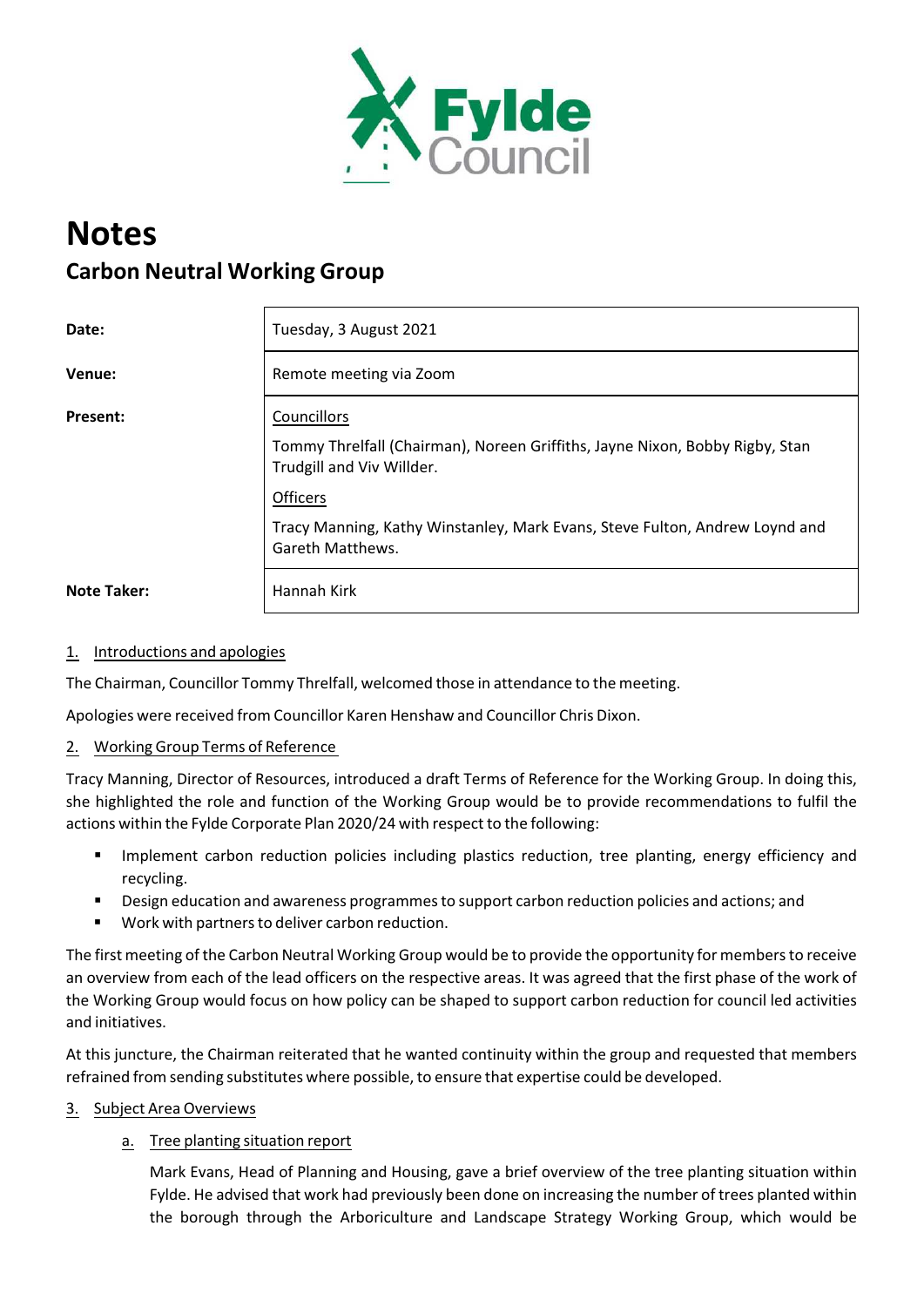# Notes

## Carbon Neutral Working Group

| | |
|---|---|
| **Date:** | Tuesday, 3 August 2021 |
| **Venue:** | Remote meeting via Zoom |
| **Present:** | Councillors<br><br>Tommy Threlfall (Chairman), Noreen Griffiths, Jayne Nixon, Bobby Rigby, Stan Trudgill and Viv Willder.<br><br>Officers<br><br>Tracy Manning, Kathy Winstanley, Mark Evans, Steve Fulton, Andrew Loynd and Gareth Matthews. |
| **Note Taker:** | Hannah Kirk |

### 1. Introductions and apologies

The Chairman, Councillor Tommy Threlfall, welcomed those in attendance to the meeting.

Apologies were received from Councillor Karen Henshaw and Councillor Chris Dixon.

### 2. Working Group Terms of Reference

Tracy Manning, Director of Resources, introduced a draft Terms of Reference for the Working Group. In doing this, she highlighted the role and function of the Working Group would be to provide recommendations to fulfil the actions within the Fylde Corporate Plan 2020/24 with respect to the following:

- Implement carbon reduction policies including plastics reduction, tree planting, energy efficiency and recycling.
- Design education and awareness programmes to support carbon reduction policies and actions; and
- Work with partners to deliver carbon reduction.

The first meeting of the Carbon Neutral Working Group would be to provide the opportunity for members to receive an overview from each of the lead officers on the respective areas. It was agreed that the first phase of the work of the Working Group would focus on how policy can be shaped to support carbon reduction for council led activities and initiatives.

At this juncture, the Chairman reiterated that he wanted continuity within the group and requested that members refrained from sending substitutes where possible, to ensure that expertise could be developed.

### 3. Subject Area Overviews

#### a. Tree planting situation report

Mark Evans, Head of Planning and Housing, gave a brief overview of the tree planting situation within Fylde. He advised that work had previously been done on increasing the number of trees planted within the borough through the Arboriculture and Landscape Strategy Working Group, which would be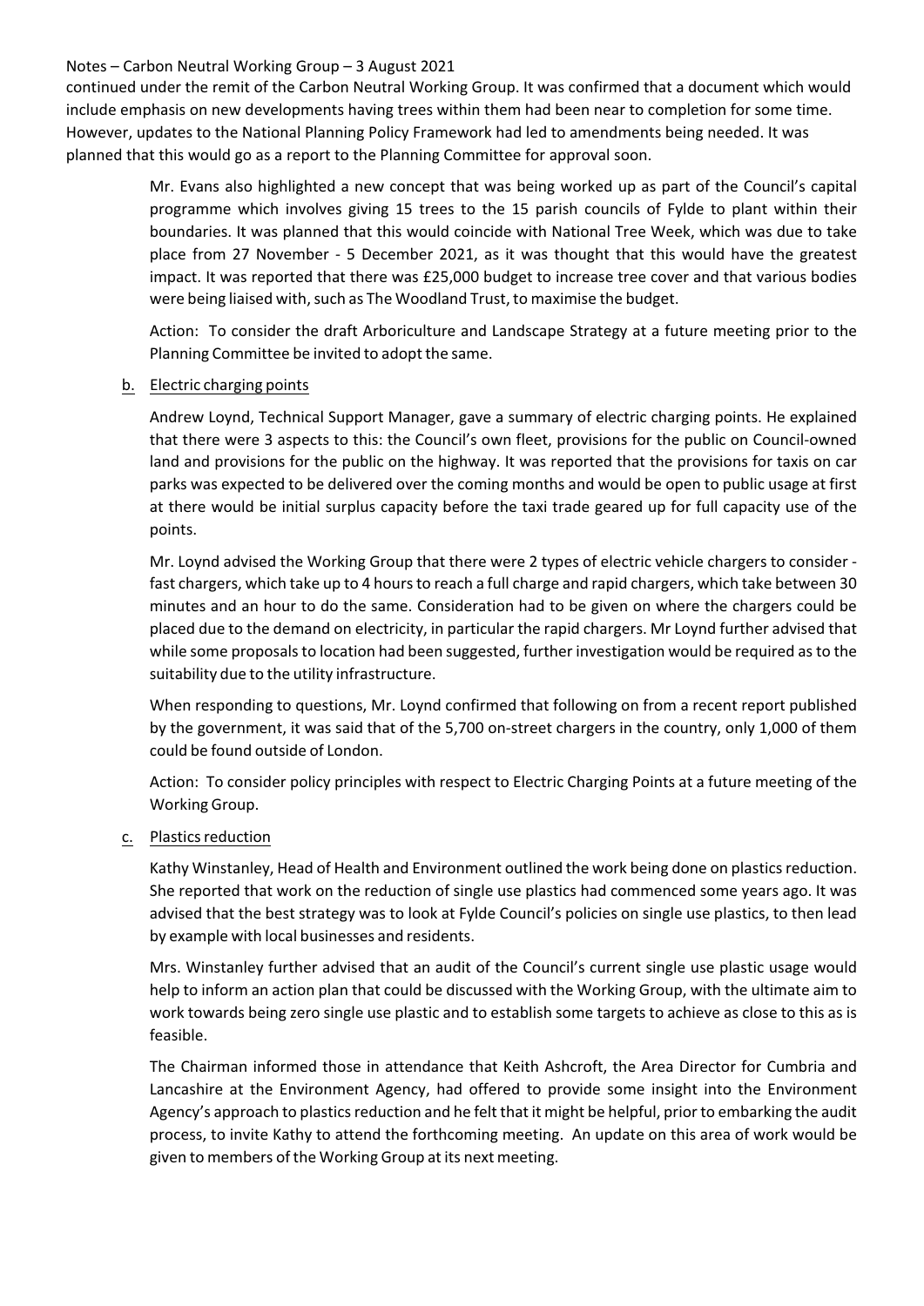continued under the remit of the Carbon Neutral Working Group. It was confirmed that a document which would include emphasis on new developments having trees within them had been near to completion for some time. However, updates to the National Planning Policy Framework had led to amendments being needed. It was planned that this would go as a report to the Planning Committee for approval soon.

Mr. Evans also highlighted a new concept that was being worked up as part of the Council's capital programme which involves giving 15 trees to the 15 parish councils of Fylde to plant within their boundaries. It was planned that this would coincide with National Tree Week, which was due to take place from 27 November - 5 December 2021, as it was thought that this would have the greatest impact. It was reported that there was £25,000 budget to increase tree cover and that various bodies were being liaised with, such as The Woodland Trust, to maximise the budget.

Action: To consider the draft Arboriculture and Landscape Strategy at a future meeting prior to the Planning Committee be invited to adopt the same.

b. Electric charging points

Andrew Loynd, Technical Support Manager, gave a summary of electric charging points. He explained that there were 3 aspects to this: the Council's own fleet, provisions for the public on Council-owned land and provisions for the public on the highway. It was reported that the provisions for taxis on car parks was expected to be delivered over the coming months and would be open to public usage at first at there would be initial surplus capacity before the taxi trade geared up for full capacity use of the points.

Mr. Loynd advised the Working Group that there were 2 types of electric vehicle chargers to consider - fast chargers, which take up to 4 hours to reach a full charge and rapid chargers, which take between 30 minutes and an hour to do the same. Consideration had to be given on where the chargers could be placed due to the demand on electricity, in particular the rapid chargers. Mr Loynd further advised that while some proposals to location had been suggested, further investigation would be required as to the suitability due to the utility infrastructure.

When responding to questions, Mr. Loynd confirmed that following on from a recent report published by the government, it was said that of the 5,700 on-street chargers in the country, only 1,000 of them could be found outside of London.

Action: To consider policy principles with respect to Electric Charging Points at a future meeting of the Working Group.

c. Plastics reduction

Kathy Winstanley, Head of Health and Environment outlined the work being done on plastics reduction. She reported that work on the reduction of single use plastics had commenced some years ago. It was advised that the best strategy was to look at Fylde Council's policies on single use plastics, to then lead by example with local businesses and residents.

Mrs. Winstanley further advised that an audit of the Council's current single use plastic usage would help to inform an action plan that could be discussed with the Working Group, with the ultimate aim to work towards being zero single use plastic and to establish some targets to achieve as close to this as is feasible.

The Chairman informed those in attendance that Keith Ashcroft, the Area Director for Cumbria and Lancashire at the Environment Agency, had offered to provide some insight into the Environment Agency's approach to plastics reduction and he felt that it might be helpful, prior to embarking the audit process, to invite Kathy to attend the forthcoming meeting. An update on this area of work would be given to members of the Working Group at its next meeting.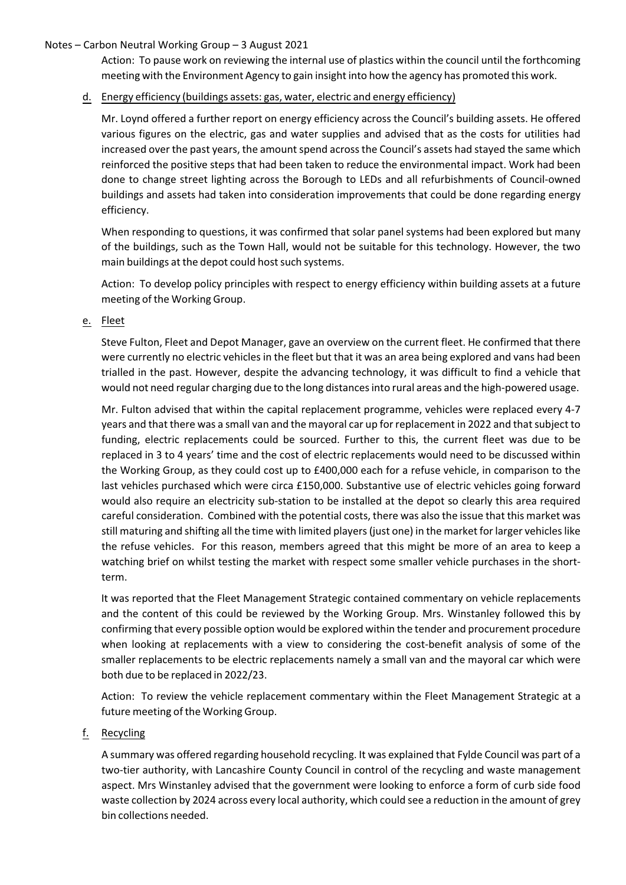Action: To pause work on reviewing the internal use of plastics within the council until the forthcoming meeting with the Environment Agency to gain insight into how the agency has promoted this work.

d. Energy efficiency (buildings assets: gas, water, electric and energy efficiency)

Mr. Loynd offered a further report on energy efficiency across the Council's building assets. He offered various figures on the electric, gas and water supplies and advised that as the costs for utilities had increased over the past years, the amount spend across the Council's assets had stayed the same which reinforced the positive steps that had been taken to reduce the environmental impact. Work had been done to change street lighting across the Borough to LEDs and all refurbishments of Council-owned buildings and assets had taken into consideration improvements that could be done regarding energy efficiency.

When responding to questions, it was confirmed that solar panel systems had been explored but many of the buildings, such as the Town Hall, would not be suitable for this technology. However, the two main buildings at the depot could host such systems.

Action: To develop policy principles with respect to energy efficiency within building assets at a future meeting of the Working Group.

e. Fleet

Steve Fulton, Fleet and Depot Manager, gave an overview on the current fleet. He confirmed that there were currently no electric vehicles in the fleet but that it was an area being explored and vans had been trialled in the past. However, despite the advancing technology, it was difficult to find a vehicle that would not need regular charging due to the long distances into rural areas and the high-powered usage.

Mr. Fulton advised that within the capital replacement programme, vehicles were replaced every 4-7 years and that there was a small van and the mayoral car up for replacement in 2022 and that subject to funding, electric replacements could be sourced. Further to this, the current fleet was due to be replaced in 3 to 4 years' time and the cost of electric replacements would need to be discussed within the Working Group, as they could cost up to £400,000 each for a refuse vehicle, in comparison to the last vehicles purchased which were circa £150,000. Substantive use of electric vehicles going forward would also require an electricity sub-station to be installed at the depot so clearly this area required careful consideration. Combined with the potential costs, there was also the issue that this market was still maturing and shifting all the time with limited players (just one) in the market for larger vehicles like the refuse vehicles. For this reason, members agreed that this might be more of an area to keep a watching brief on whilst testing the market with respect some smaller vehicle purchases in the short-term.

It was reported that the Fleet Management Strategic contained commentary on vehicle replacements and the content of this could be reviewed by the Working Group. Mrs. Winstanley followed this by confirming that every possible option would be explored within the tender and procurement procedure when looking at replacements with a view to considering the cost-benefit analysis of some of the smaller replacements to be electric replacements namely a small van and the mayoral car which were both due to be replaced in 2022/23.

Action: To review the vehicle replacement commentary within the Fleet Management Strategic at a future meeting of the Working Group.

f. Recycling

A summary was offered regarding household recycling. It was explained that Fylde Council was part of a two-tier authority, with Lancashire County Council in control of the recycling and waste management aspect. Mrs Winstanley advised that the government were looking to enforce a form of curb side food waste collection by 2024 across every local authority, which could see a reduction in the amount of grey bin collections needed.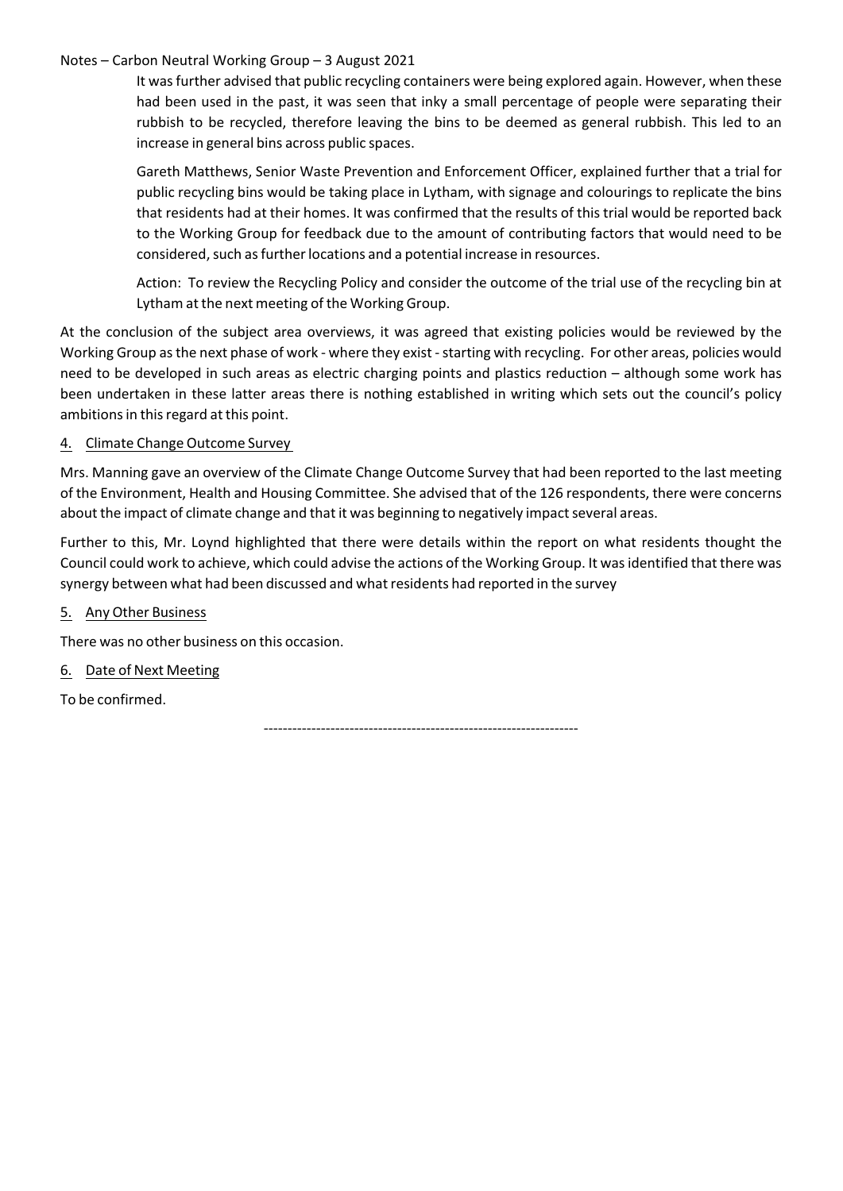It was further advised that public recycling containers were being explored again. However, when these had been used in the past, it was seen that inky a small percentage of people were separating their rubbish to be recycled, therefore leaving the bins to be deemed as general rubbish. This led to an increase in general bins across public spaces.

Gareth Matthews, Senior Waste Prevention and Enforcement Officer, explained further that a trial for public recycling bins would be taking place in Lytham, with signage and colourings to replicate the bins that residents had at their homes. It was confirmed that the results of this trial would be reported back to the Working Group for feedback due to the amount of contributing factors that would need to be considered, such as further locations and a potential increase in resources.

Action: To review the Recycling Policy and consider the outcome of the trial use of the recycling bin at Lytham at the next meeting of the Working Group.

At the conclusion of the subject area overviews, it was agreed that existing policies would be reviewed by the Working Group as the next phase of work - where they exist - starting with recycling. For other areas, policies would need to be developed in such areas as electric charging points and plastics reduction – although some work has been undertaken in these latter areas there is nothing established in writing which sets out the council's policy ambitions in this regard at this point.

## 4. Climate Change Outcome Survey

Mrs. Manning gave an overview of the Climate Change Outcome Survey that had been reported to the last meeting of the Environment, Health and Housing Committee. She advised that of the 126 respondents, there were concerns about the impact of climate change and that it was beginning to negatively impact several areas.

Further to this, Mr. Loynd highlighted that there were details within the report on what residents thought the Council could work to achieve, which could advise the actions of the Working Group. It was identified that there was synergy between what had been discussed and what residents had reported in the survey

## 5. Any Other Business

There was no other business on this occasion.

## 6. Date of Next Meeting

To be confirmed.

-----------------------------------------------------------------